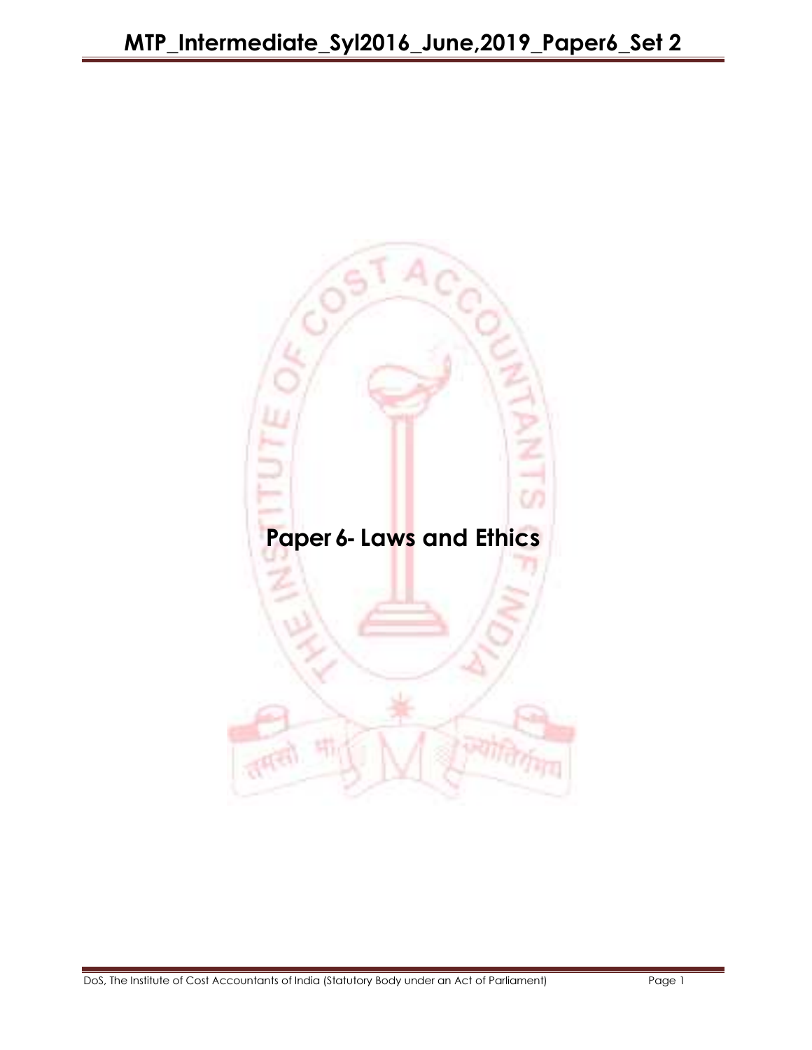# Paper 6- Laws and Ethics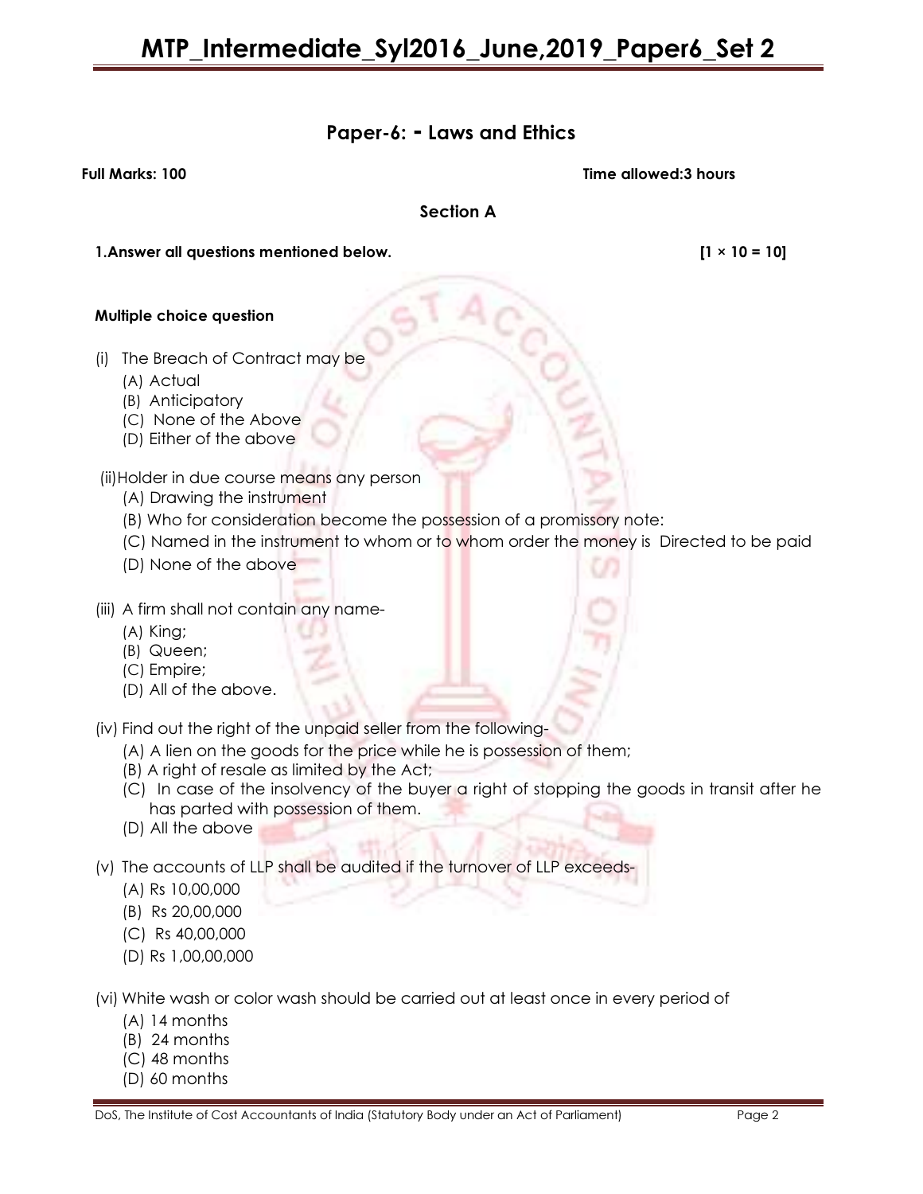# Paper-6: - Laws and Ethics

**Full Marks: 100** **Time allowed:3 hours**

## Section A

**1.Answer all questions mentioned below.** **[1 × 10 = 10]**

**Multiple choice question**

(i) The Breach of Contract may be

(A) Actual
(B) Anticipatory
(C) None of the Above
(D) Either of the above

(ii) Holder in due course means any person

(A) Drawing the instrument
(B) Who for consideration become the possession of a promissory note:
(C) Named in the instrument to whom or to whom order the money is Directed to be paid
(D) None of the above

(iii) A firm shall not contain any name-

(A) King;
(B) Queen;
(C) Empire;
(D) All of the above.

(iv) Find out the right of the unpaid seller from the following-

(A) A lien on the goods for the price while he is possession of them;
(B) A right of resale as limited by the Act;
(C) In case of the insolvency of the buyer a right of stopping the goods in transit after he has parted with possession of them.
(D) All the above

(v) The accounts of LLP shall be audited if the turnover of LLP exceeds-

(A) Rs 10,00,000
(B) Rs 20,00,000
(C) Rs 40,00,000
(D) Rs 1,00,00,000

(vi) White wash or color wash should be carried out at least once in every period of

(A) 14 months
(B) 24 months
(C) 48 months
(D) 60 months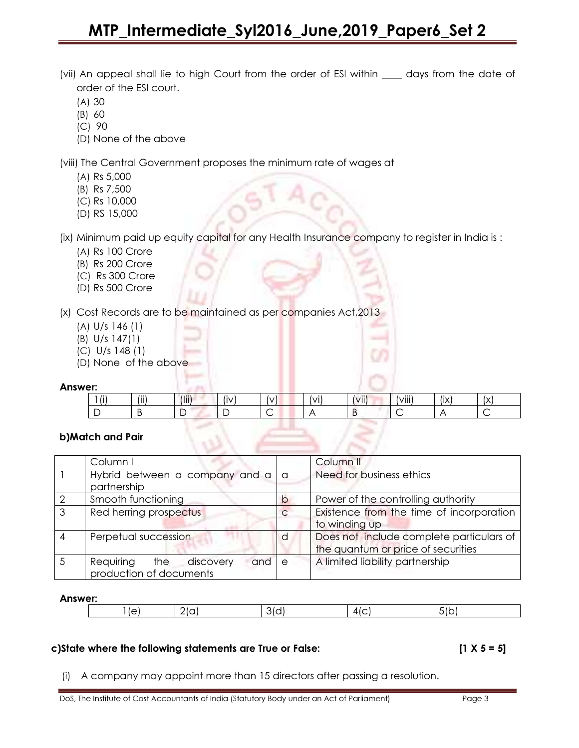(vii) An appeal shall lie to high Court from the order of ESI within ____ days from the date of order of the ESI court.

(A) 30
(B) 60
(C) 90
(D) None of the above

(viii) The Central Government proposes the minimum rate of wages at

(A) Rs 5,000
(B) Rs 7,500
(C) Rs 10,000
(D) RS 15,000

(ix) Minimum paid up equity capital for any Health Insurance company to register in India is :

(A) Rs 100 Crore
(B) Rs 200 Crore
(C) Rs 300 Crore
(D) Rs 500 Crore

(x) Cost Records are to be maintained as per companies Act,2013

(A) U/s 146 (1)
(B) U/s 147(1)
(C) U/s 148 (1)
(D) None of the above

**Answer:**

| 1 (i) | (ii) | (Iii) | (iv) | (v) | (vi) | (vii) | (viii) | (ix) | (x) |
|---|---|---|---|---|---|---|---|---|---|
| D | B | D | D | C | A | B | C | A | C |

**b)Match and Pair**

| | Column I | | Column II |
|---|---|---|---|
| 1 | Hybrid between a company and a partnership | a | Need for business ethics |
| 2 | Smooth functioning | b | Power of the controlling authority |
| 3 | Red herring prospectus | c | Existence from the time of incorporation to winding up |
| 4 | Perpetual succession | d | Does not include complete particulars of the quantum or price of securities |
| 5 | Requiring the discovery and production of documents | e | A limited liability partnership |

**Answer:**

| 1(e) | 2(a) | 3(d) | 4(c) | 5(b) |
|---|---|---|---|---|

**c)State where the following statements are True or False: [1 X 5 = 5]**

(i) A company may appoint more than 15 directors after passing a resolution.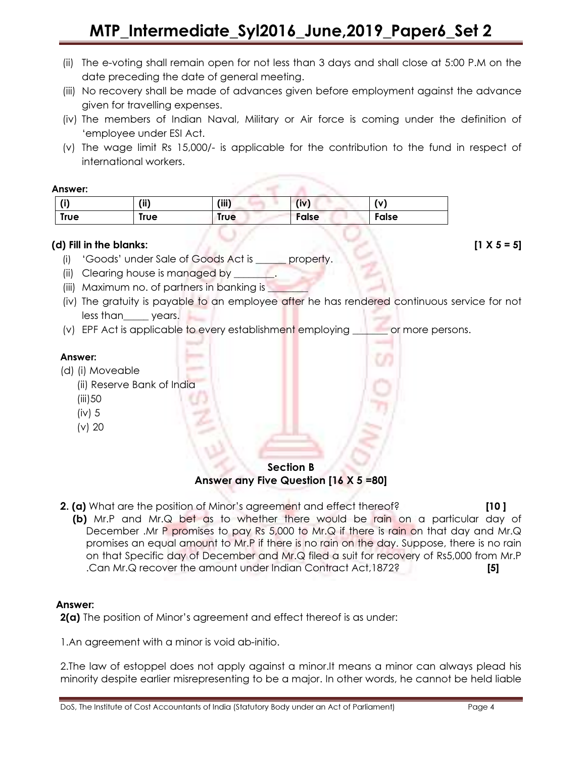(ii) The e-voting shall remain open for not less than 3 days and shall close at 5:00 P.M on the date preceding the date of general meeting.

(iii) No recovery shall be made of advances given before employment against the advance given for travelling expenses.

(iv) The members of Indian Naval, Military or Air force is coming under the definition of 'employee under ESI Act.

(v) The wage limit Rs 15,000/- is applicable for the contribution to the fund in respect of international workers.

**Answer:**

| (i) | (ii) | (iii) | (iv) | (v) |
|---|---|---|---|---|
| True | True | True | False | False |

**(d) Fill in the blanks:** **[1 X 5 = 5]**

(i) 'Goods' under Sale of Goods Act is ______ property.

(ii) Clearing house is managed by ________.

(iii) Maximum no. of partners in banking is ________

(iv) The gratuity is payable to an employee after he has rendered continuous service for not less than_____ years.

(v) EPF Act is applicable to every establishment employing _______ or more persons.

**Answer:**

(d) (i) Moveable

(ii) Reserve Bank of India

(iii)50

(iv) 5

(v) 20

**Section B**

**Answer any Five Question [16 X 5 =80]**

**2. (a)** What are the position of Minor's agreement and effect thereof? **[10 ]**

**(b)** Mr.P and Mr.Q bet as to whether there would be rain on a particular day of December .Mr P promises to pay Rs 5,000 to Mr.Q if there is rain on that day and Mr.Q promises an equal amount to Mr.P if there is no rain on the day. Suppose, there is no rain on that Specific day of December and Mr.Q filed a suit for recovery of Rs5,000 from Mr.P .Can Mr.Q recover the amount under Indian Contract Act,1872? **[5]**

**Answer:**

**2(a)** The position of Minor's agreement and effect thereof is as under:

1.An agreement with a minor is void ab-initio.

2.The law of estoppel does not apply against a minor.It means a minor can always plead his minority despite earlier misrepresenting to be a major. In other words, he cannot be held liable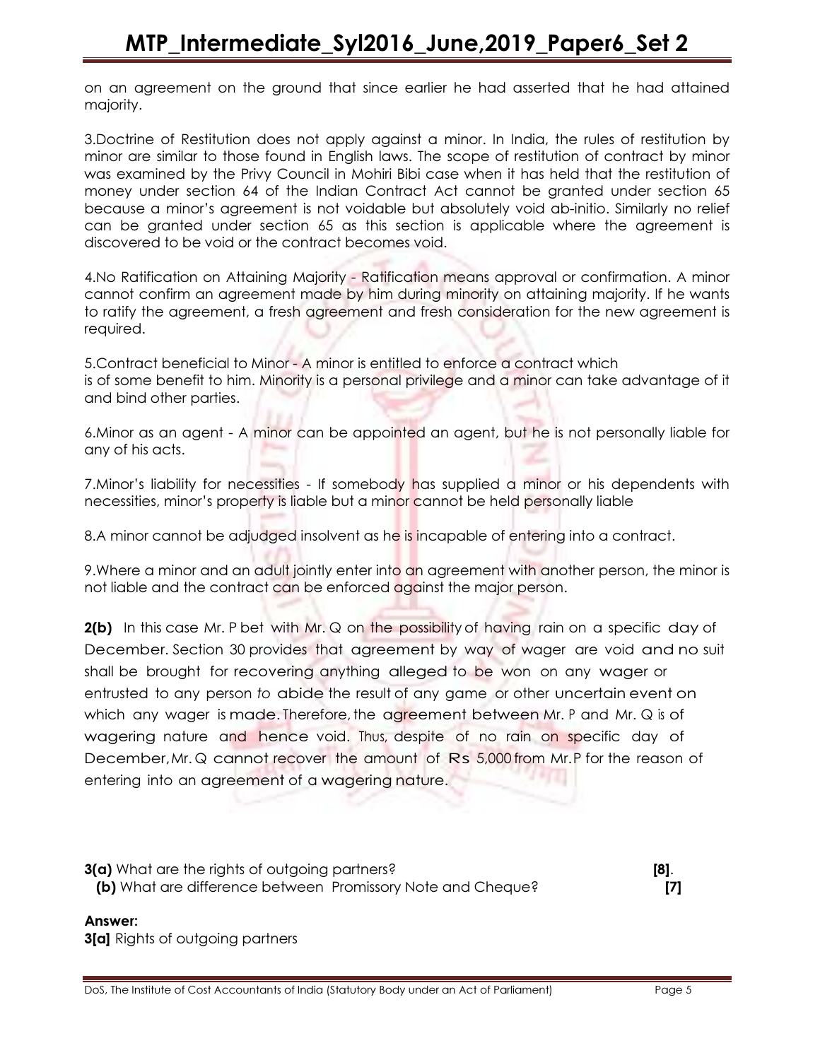on an agreement on the ground that since earlier he had asserted that he had attained majority.

3.Doctrine of Restitution does not apply against a minor. In India, the rules of restitution by minor are similar to those found in English laws. The scope of restitution of contract by minor was examined by the Privy Council in Mohiri Bibi case when it has held that the restitution of money under section 64 of the Indian Contract Act cannot be granted under section 65 because a minor's agreement is not voidable but absolutely void ab-initio. Similarly no relief can be granted under section 65 as this section is applicable where the agreement is discovered to be void or the contract becomes void.

4.No Ratification on Attaining Majority - Ratification means approval or confirmation. A minor cannot confirm an agreement made by him during minority on attaining majority. If he wants to ratify the agreement, a fresh agreement and fresh consideration for the new agreement is required.

5.Contract beneficial to Minor - A minor is entitled to enforce a contract which is of some benefit to him. Minority is a personal privilege and a minor can take advantage of it and bind other parties.

6.Minor as an agent - A minor can be appointed an agent, but he is not personally liable for any of his acts.

7.Minor's liability for necessities - If somebody has supplied a minor or his dependents with necessities, minor's property is liable but a minor cannot be held personally liable

8.A minor cannot be adjudged insolvent as he is incapable of entering into a contract.

9.Where a minor and an adult jointly enter into an agreement with another person, the minor is not liable and the contract can be enforced against the major person.

**2(b)** In this case Mr. P bet with Mr. Q on the possibility of having rain on a specific day of December. Section 30 provides that agreement by way of wager are void and no suit shall be brought for recovering anything alleged to be won on any wager or entrusted to any person *to* abide the result of any game or other uncertain event on which any wager is made. Therefore, the agreement between Mr. P and Mr. Q is of wagering nature and hence void. Thus, despite of no rain on specific day of December, Mr. Q cannot recover the amount of Rs 5,000 from Mr. P for the reason of entering into an agreement of a wagering nature.

**3(a)** What are the rights of outgoing partners? **[8]**.

**(b)** What are difference between Promissory Note and Cheque? **[7]**

**Answer:**

**3[a]** Rights of outgoing partners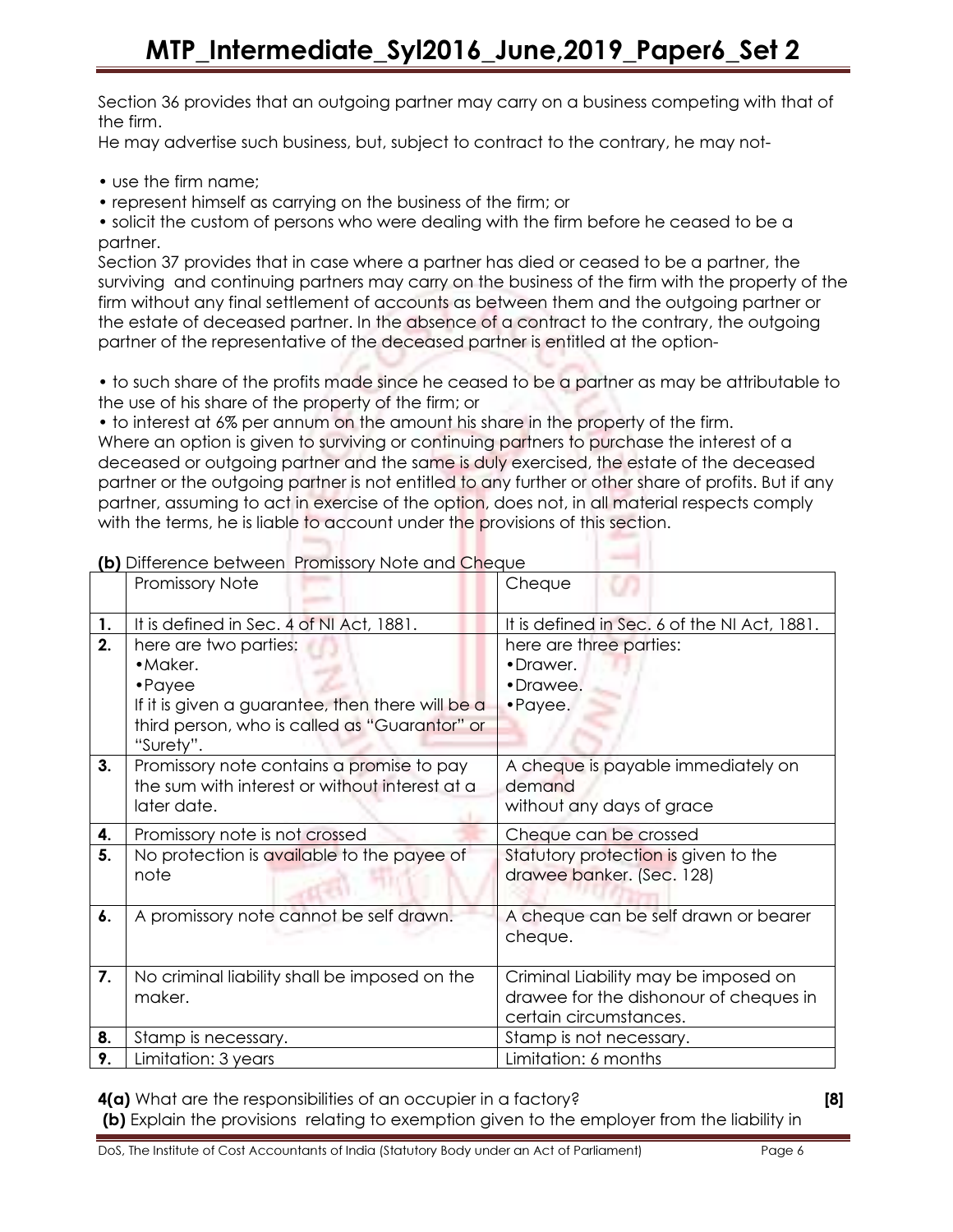Section 36 provides that an outgoing partner may carry on a business competing with that of the firm.
He may advertise such business, but, subject to contract to the contrary, he may not-

- use the firm name;
- represent himself as carrying on the business of the firm; or
- solicit the custom of persons who were dealing with the firm before he ceased to be a partner.

Section 37 provides that in case where a partner has died or ceased to be a partner, the surviving and continuing partners may carry on the business of the firm with the property of the firm without any final settlement of accounts as between them and the outgoing partner or the estate of deceased partner. In the absence of a contract to the contrary, the outgoing partner of the representative of the deceased partner is entitled at the option-

- to such share of the profits made since he ceased to be a partner as may be attributable to the use of his share of the property of the firm; or
- to interest at 6% per annum on the amount his share in the property of the firm.

Where an option is given to surviving or continuing partners to purchase the interest of a deceased or outgoing partner and the same is duly exercised, the estate of the deceased partner or the outgoing partner is not entitled to any further or other share of profits. But if any partner, assuming to act in exercise of the option, does not, in all material respects comply with the terms, he is liable to account under the provisions of this section.

**(b)** Difference between Promissory Note and Cheque

| | Promissory Note | Cheque |
|---|---|---|
| **1.** | It is defined in Sec. 4 of NI Act, 1881. | It is defined in Sec. 6 of the NI Act, 1881. |
| **2.** | here are two parties:<br>•Maker.<br>•Payee<br>If it is given a guarantee, then there will be a third person, who is called as "Guarantor" or "Surety". | here are three parties:<br>•Drawer.<br>•Drawee.<br>•Payee. |
| **3.** | Promissory note contains a promise to pay the sum with interest or without interest at a later date. | A cheque is payable immediately on demand without any days of grace |
| **4.** | Promissory note is not crossed | Cheque can be crossed |
| **5.** | No protection is available to the payee of note | Statutory protection is given to the drawee banker. (Sec. 128) |
| **6.** | A promissory note cannot be self drawn. | A cheque can be self drawn or bearer cheque. |
| **7.** | No criminal liability shall be imposed on the maker. | Criminal Liability may be imposed on drawee for the dishonour of cheques in certain circumstances. |
| **8.** | Stamp is necessary. | Stamp is not necessary. |
| **9.** | Limitation: 3 years | Limitation: 6 months |

**4(a)** What are the responsibilities of an occupier in a factory? **[8]**

**(b)** Explain the provisions relating to exemption given to the employer from the liability in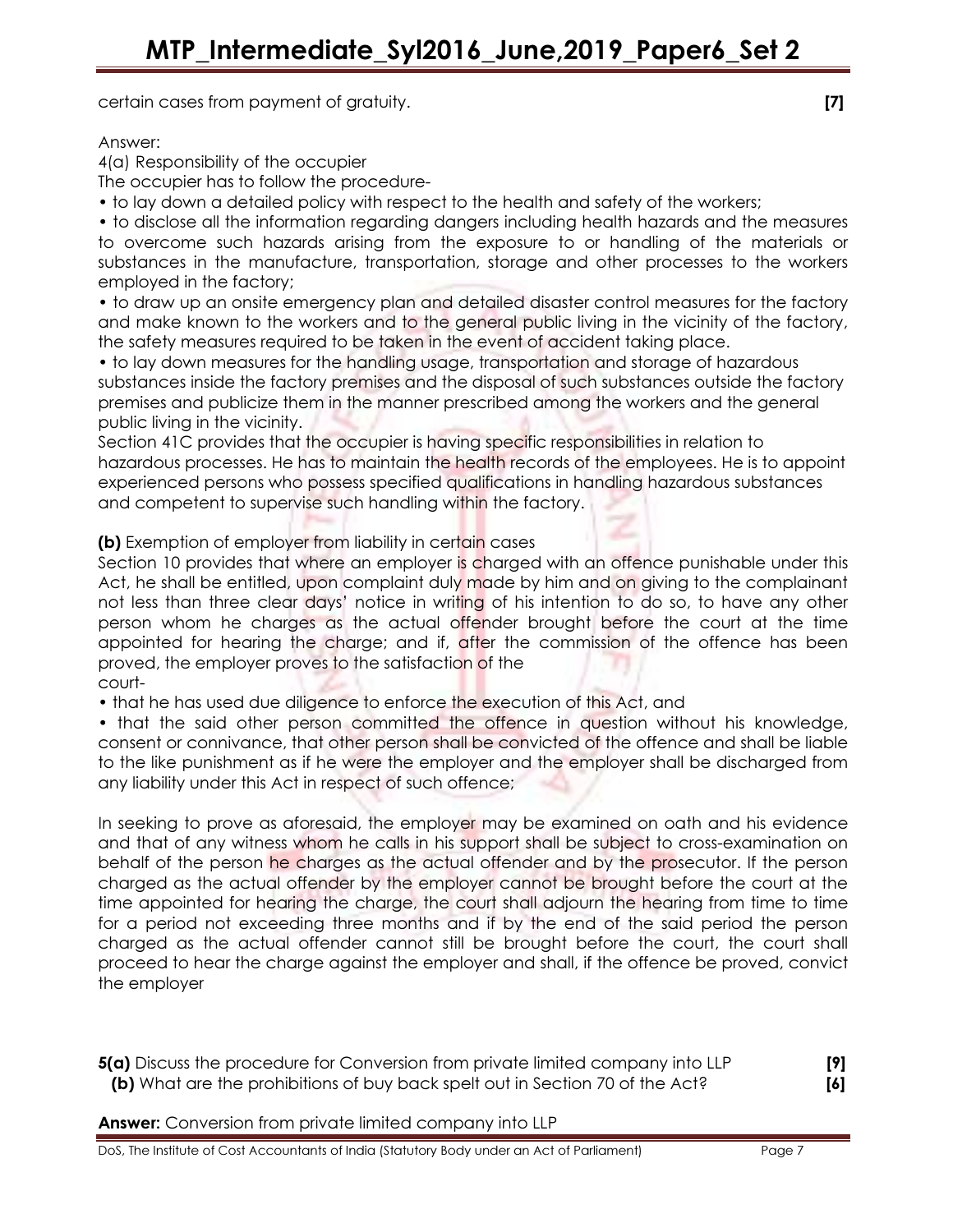certain cases from payment of gratuity. **[7]**

Answer:

4(a) Responsibility of the occupier

The occupier has to follow the procedure-

- to lay down a detailed policy with respect to the health and safety of the workers;
- to disclose all the information regarding dangers including health hazards and the measures to overcome such hazards arising from the exposure to or handling of the materials or substances in the manufacture, transportation, storage and other processes to the workers employed in the factory;
- to draw up an onsite emergency plan and detailed disaster control measures for the factory and make known to the workers and to the general public living in the vicinity of the factory, the safety measures required to be taken in the event of accident taking place.
- to lay down measures for the handling usage, transportation and storage of hazardous substances inside the factory premises and the disposal of such substances outside the factory premises and publicize them in the manner prescribed among the workers and the general public living in the vicinity.

Section 41C provides that the occupier is having specific responsibilities in relation to hazardous processes. He has to maintain the health records of the employees. He is to appoint experienced persons who possess specified qualifications in handling hazardous substances and competent to supervise such handling within the factory.

**(b)** Exemption of employer from liability in certain cases

Section 10 provides that where an employer is charged with an offence punishable under this Act, he shall be entitled, upon complaint duly made by him and on giving to the complainant not less than three clear days' notice in writing of his intention to do so, to have any other person whom he charges as the actual offender brought before the court at the time appointed for hearing the charge; and if, after the commission of the offence has been proved, the employer proves to the satisfaction of the court-

- that he has used due diligence to enforce the execution of this Act, and
- that the said other person committed the offence in question without his knowledge, consent or connivance, that other person shall be convicted of the offence and shall be liable to the like punishment as if he were the employer and the employer shall be discharged from any liability under this Act in respect of such offence;

In seeking to prove as aforesaid, the employer may be examined on oath and his evidence and that of any witness whom he calls in his support shall be subject to cross-examination on behalf of the person he charges as the actual offender and by the prosecutor. If the person charged as the actual offender by the employer cannot be brought before the court at the time appointed for hearing the charge, the court shall adjourn the hearing from time to time for a period not exceeding three months and if by the end of the said period the person charged as the actual offender cannot still be brought before the court, the court shall proceed to hear the charge against the employer and shall, if the offence be proved, convict the employer

**5(a)** Discuss the procedure for Conversion from private limited company into LLP **[9]**

**(b)** What are the prohibitions of buy back spelt out in Section 70 of the Act? **[6]**

**Answer:** Conversion from private limited company into LLP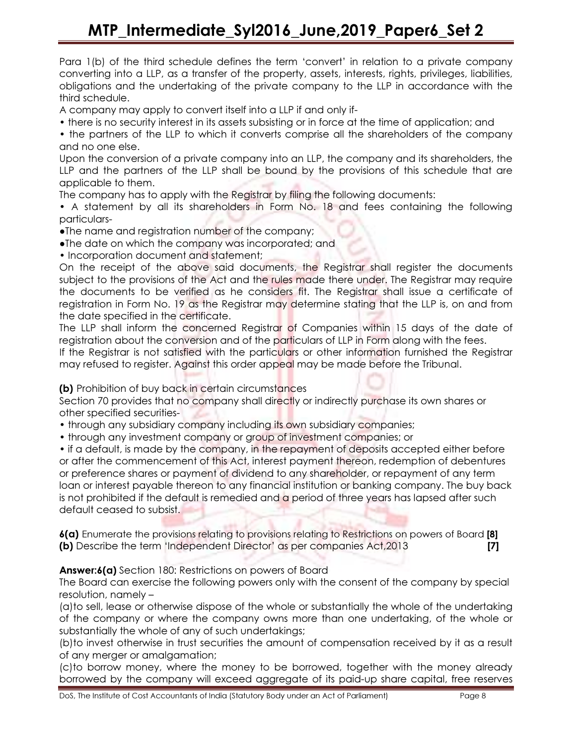Para 1(b) of the third schedule defines the term 'convert' in relation to a private company converting into a LLP, as a transfer of the property, assets, interests, rights, privileges, liabilities, obligations and the undertaking of the private company to the LLP in accordance with the third schedule.

A company may apply to convert itself into a LLP if and only if-

- there is no security interest in its assets subsisting or in force at the time of application; and
- the partners of the LLP to which it converts comprise all the shareholders of the company and no one else.

Upon the conversion of a private company into an LLP, the company and its shareholders, the LLP and the partners of the LLP shall be bound by the provisions of this schedule that are applicable to them.

The company has to apply with the Registrar by filing the following documents:

- A statement by all its shareholders in Form No. 18 and fees containing the following particulars-
  - The name and registration number of the company;
  - The date on which the company was incorporated; and
- Incorporation document and statement;

On the receipt of the above said documents, the Registrar shall register the documents subject to the provisions of the Act and the rules made there under. The Registrar may require the documents to be verified as he considers fit. The Registrar shall issue a certificate of registration in Form No. 19 as the Registrar may determine stating that the LLP is, on and from the date specified in the certificate.

The LLP shall inform the concerned Registrar of Companies within 15 days of the date of registration about the conversion and of the particulars of LLP in Form along with the fees.

If the Registrar is not satisfied with the particulars or other information furnished the Registrar may refused to register. Against this order appeal may be made before the Tribunal.

**(b)** Prohibition of buy back in certain circumstances

Section 70 provides that no company shall directly or indirectly purchase its own shares or other specified securities-

- through any subsidiary company including its own subsidiary companies;
- through any investment company or group of investment companies; or
- if a default, is made by the company, in the repayment of deposits accepted either before or after the commencement of this Act, interest payment thereon, redemption of debentures or preference shares or payment of dividend to any shareholder, or repayment of any term loan or interest payable thereon to any financial institution or banking company. The buy back is not prohibited if the default is remedied and a period of three years has lapsed after such default ceased to subsist.

**6(a)** Enumerate the provisions relating to provisions relating to Restrictions on powers of Board **[8]**

**(b)** Describe the term 'Independent Director' as per companies Act,2013 **[7]**

**Answer:6(a)** Section 180: Restrictions on powers of Board

The Board can exercise the following powers only with the consent of the company by special resolution, namely –

(a)to sell, lease or otherwise dispose of the whole or substantially the whole of the undertaking of the company or where the company owns more than one undertaking, of the whole or substantially the whole of any of such undertakings;

(b)to invest otherwise in trust securities the amount of compensation received by it as a result of any merger or amalgamation;

(c)to borrow money, where the money to be borrowed, together with the money already borrowed by the company will exceed aggregate of its paid-up share capital, free reserves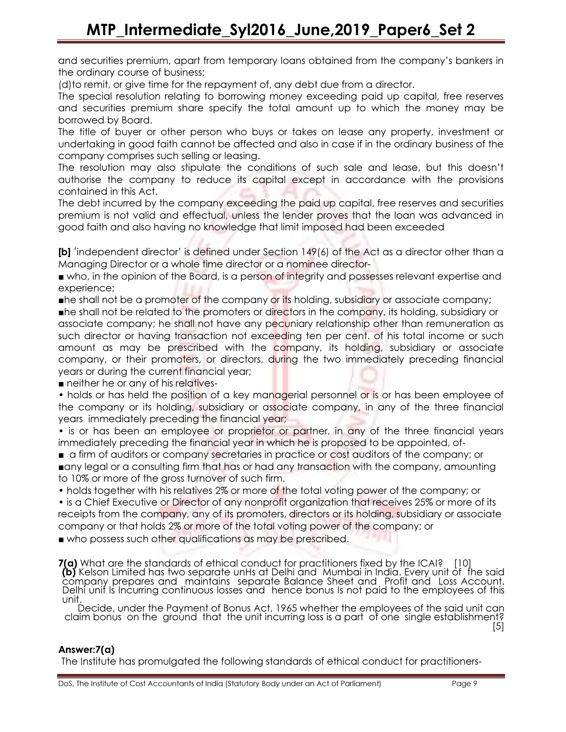and securities premium, apart from temporary loans obtained from the company's bankers in the ordinary course of business;

(d)to remit, or give time for the repayment of, any debt due from a director.

The special resolution relating to borrowing money exceeding paid up capital, free reserves and securities premium share specify the total amount up to which the money may be borrowed by Board.

The title of buyer or other person who buys or takes on lease any property, investment or undertaking in good faith cannot be affected and also in case if in the ordinary business of the company comprises such selling or leasing.

The resolution may also stipulate the conditions of such sale and lease, but this doesn't authorise the company to reduce its capital except in accordance with the provisions contained in this Act.

The debt incurred by the company exceeding the paid up capital, free reserves and securities premium is not valid and effectual, unless the lender proves that the loan was advanced in good faith and also having no knowledge that limit imposed had been exceeded

**[b]** 'independent director' is defined under Section 149(6) of the Act as a director other than a Managing Director or a whole time director or a nominee director-

■ who, in the opinion of the Board, is a person of integrity and possesses relevant expertise and experience;

■he shall not be a promoter of the company or its holding, subsidiary or associate company;

■he shall not be related to the promoters or directors in the company, its holding, subsidiary or associate company; he shall not have any pecuniary relationship other than remuneration as such director or having transaction not exceeding ten per cent. of his total income or such amount as may be prescribed with the company, its holding, subsidiary or associate company, or their promoters, or directors, during the two immediately preceding financial years or during the current financial year;

■ neither he or any of his relatives-

• holds or has held the position of a key managerial personnel or is or has been employee of the company or its holding, subsidiary or associate company, in any of the three financial years immediately preceding the financial year;

• is or has been an employee or proprietor or partner, in any of the three financial years immediately preceding the financial year in which he is proposed to be appointed, of-

■ a firm of auditors or company secretaries in practice or cost auditors of the company; or

■any legal or a consulting firm that has or had any transaction with the company, amounting to 10% or more of the gross turnover of such firm.

• holds together with his relatives 2% or more of the total voting power of the company; or

• is a Chief Executive or Director of any nonprofit organization that receives 25% or more of its receipts from the company, any of its promoters, directors or its holding, subsidiary or associate company or that holds 2% or more of the total voting power of the company; or

■ who possess such other qualifications as may be prescribed.

**7(a)** What are the standards of ethical conduct for practitioners fixed by the ICAI? [10]

**(b)** Kelson Limited has two separate unHs at Delhi and Mumbai in India. Every unit of the said company prepares and maintains separate Balance Sheet and Profit and Loss Account. Delhi unit Is Incurring continuous losses and hence bonus Is not paid to the employees of this unit.

Decide, under the Payment of Bonus Act, 1965 whether the employees of the said unit can claim bonus on the ground that the unit incurring loss is a part of one single establishment? [5]

### Answer:7(a)

The Institute has promulgated the following standards of ethical conduct for practitioners-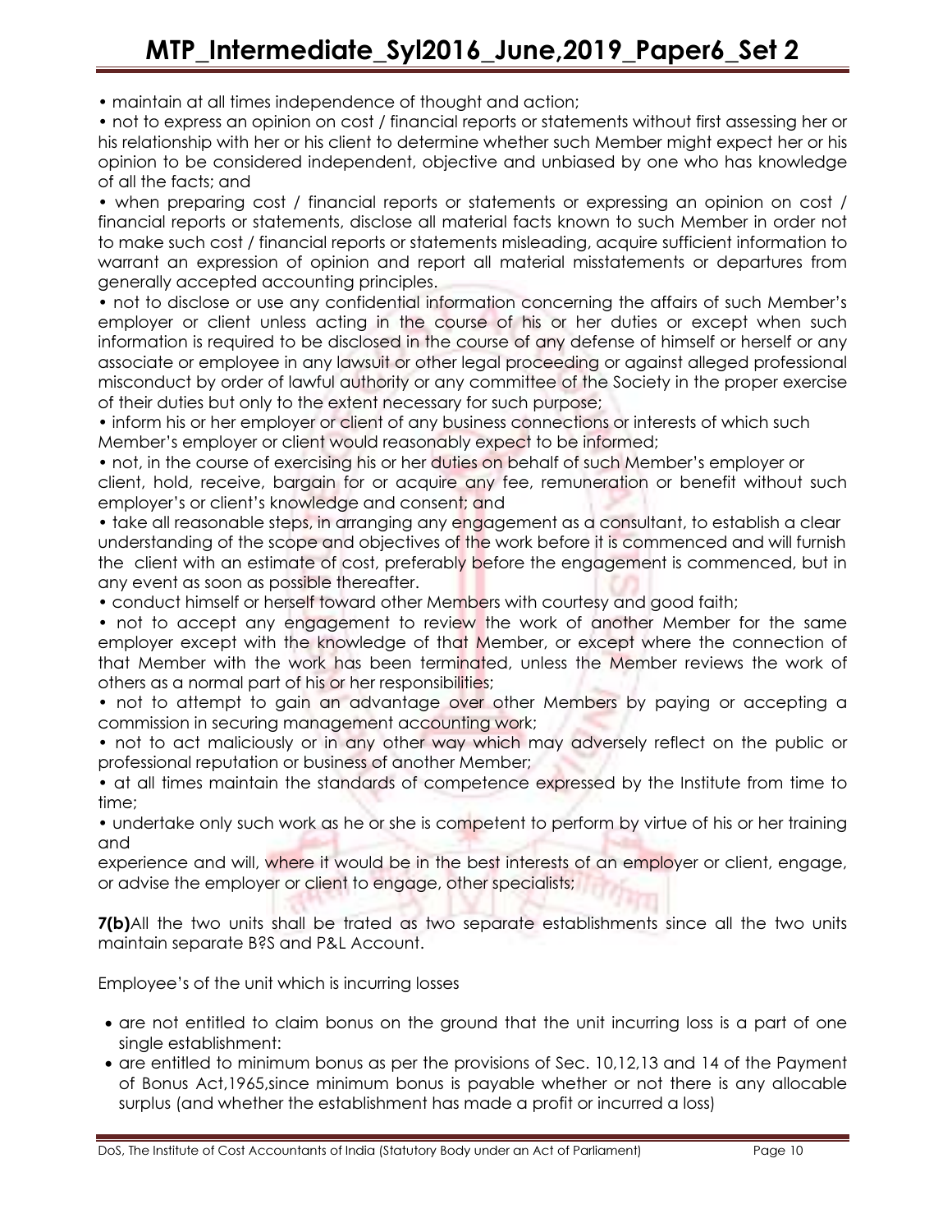• maintain at all times independence of thought and action;

• not to express an opinion on cost / financial reports or statements without first assessing her or his relationship with her or his client to determine whether such Member might expect her or his opinion to be considered independent, objective and unbiased by one who has knowledge of all the facts; and

• when preparing cost / financial reports or statements or expressing an opinion on cost / financial reports or statements, disclose all material facts known to such Member in order not to make such cost / financial reports or statements misleading, acquire sufficient information to warrant an expression of opinion and report all material misstatements or departures from generally accepted accounting principles.

• not to disclose or use any confidential information concerning the affairs of such Member's employer or client unless acting in the course of his or her duties or except when such information is required to be disclosed in the course of any defense of himself or herself or any associate or employee in any lawsuit or other legal proceeding or against alleged professional misconduct by order of lawful authority or any committee of the Society in the proper exercise of their duties but only to the extent necessary for such purpose;

• inform his or her employer or client of any business connections or interests of which such Member's employer or client would reasonably expect to be informed;

• not, in the course of exercising his or her duties on behalf of such Member's employer or client, hold, receive, bargain for or acquire any fee, remuneration or benefit without such employer's or client's knowledge and consent; and

• take all reasonable steps, in arranging any engagement as a consultant, to establish a clear understanding of the scope and objectives of the work before it is commenced and will furnish the client with an estimate of cost, preferably before the engagement is commenced, but in any event as soon as possible thereafter.

• conduct himself or herself toward other Members with courtesy and good faith;

• not to accept any engagement to review the work of another Member for the same employer except with the knowledge of that Member, or except where the connection of that Member with the work has been terminated, unless the Member reviews the work of others as a normal part of his or her responsibilities;

• not to attempt to gain an advantage over other Members by paying or accepting a commission in securing management accounting work;

• not to act maliciously or in any other way which may adversely reflect on the public or professional reputation or business of another Member;

• at all times maintain the standards of competence expressed by the Institute from time to time;

• undertake only such work as he or she is competent to perform by virtue of his or her training and experience and will, where it would be in the best interests of an employer or client, engage, or advise the employer or client to engage, other specialists;

**7(b)**All the two units shall be trated as two separate establishments since all the two units maintain separate B?S and P&L Account.

Employee's of the unit which is incurring losses

- are not entitled to claim bonus on the ground that the unit incurring loss is a part of one single establishment:
- are entitled to minimum bonus as per the provisions of Sec. 10,12,13 and 14 of the Payment of Bonus Act,1965,since minimum bonus is payable whether or not there is any allocable surplus (and whether the establishment has made a profit or incurred a loss)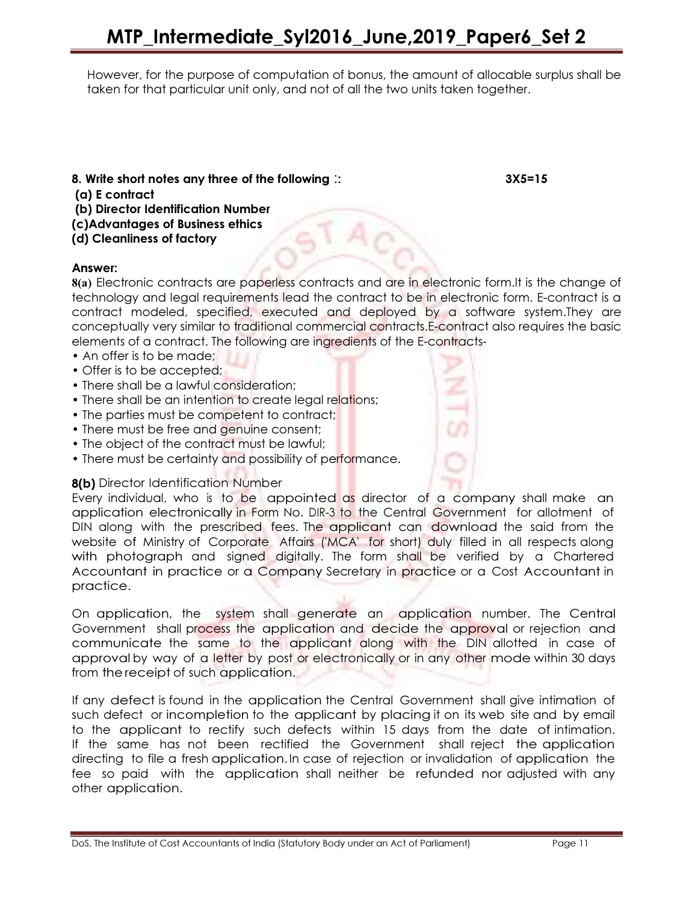However, for the purpose of computation of bonus, the amount of allocable surplus shall be taken for that particular unit only, and not of all the two units taken together.

**8. Write short notes any three of the following :: 3X5=15**

**(a) E contract**

**(b) Director Identification Number**

**(c)Advantages of Business ethics**

**(d) Cleanliness of factory**

**Answer:**

**8(a)** Electronic contracts are paperless contracts and are in electronic form.It is the change of technology and legal requirements lead the contract to be in electronic form. E-contract is a contract modeled, specified, executed and deployed by a software system.They are conceptually very similar to traditional commercial contracts.E-contract also requires the basic elements of a contract. The following are ingredients of the E-contracts-

- An offer is to be made;
- Offer is to be accepted;
- There shall be a lawful consideration;
- There shall be an intention to create legal relations;
- The parties must be competent to contract;
- There must be free and genuine consent;
- The object of the contract must be lawful;
- There must be certainty and possibility of performance.

**8(b)** Director Identification Number

Every individual, who is to be appointed as director of a company shall make an application electronically in Form No. DIR-3 to the Central Government for allotment of DIN along with the prescribed fees. The applicant can download the said from the website of Ministry of Corporate Affairs ('MCA' for short) duly filled in all respects along with photograph and signed digitally. The form shall be verified by a Chartered Accountant in practice or a Company Secretary in practice or a Cost Accountant in practice.

On application, the system shall generate an application number. The Central Government shall process the application and decide the approval or rejection and communicate the same to the applicant along with the DIN allotted in case of approval by way of a letter by post or electronically or in any other mode within 30 days from the receipt of such application.

If any defect is found in the application the Central Government shall give intimation of such defect or incompletion to the applicant by placing it on its web site and by email to the applicant to rectify such defects within 15 days from the date of intimation. If the same has not been rectified the Government shall reject the application directing to file a fresh application. In case of rejection or invalidation of application the fee so paid with the application shall neither be refunded nor adjusted with any other application.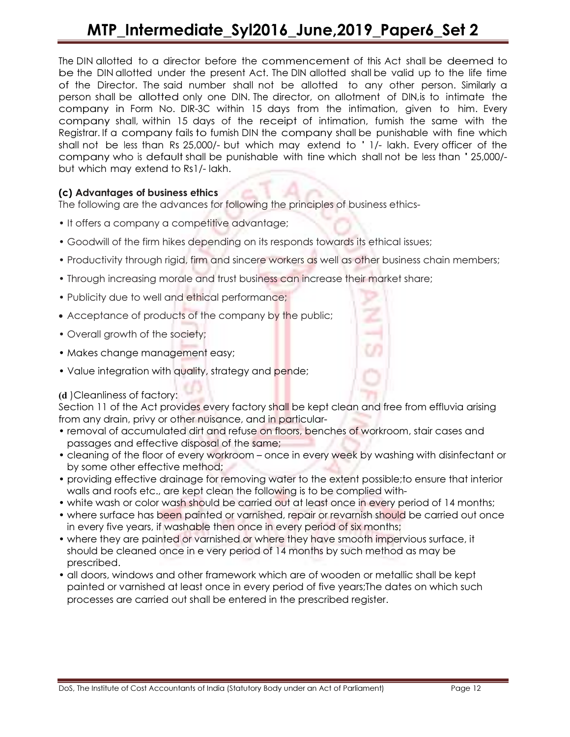The DIN allotted to a director before the commencement of this Act shall be deemed to be the DIN allotted under the present Act. The DIN allotted shall be valid up to the life time of the Director. The said number shall not be allotted to any other person. Similarly a person shall be allotted only one DIN. The director, on allotment of DIN,is to intimate the company in Form No. DIR-3C within 15 days from the intimation, given to him. Every company shall, within 15 days of the receipt of intimation, fumish the same with the Registrar. If a company fails to fumish DIN the company shall be punishable with fine which shall not be less than Rs 25,000/- but which may extend to ' 1/- lakh. Every officer of the company who is default shall be punishable with tine which shall not be less than ' 25,000/- but which may extend to Rs1/- lakh.

**(c) Advantages of business ethics**

The following are the advances for following the principles of business ethics-

- It offers a company a competitive advantage;
- Goodwill of the firm hikes depending on its responds towards its ethical issues;
- Productivity through rigid, firm and sincere workers as well as other business chain members;
- Through increasing morale and trust business can increase their market share;
- Publicity due to well and ethical performance;
- Acceptance of products of the company by the public;
- Overall growth of the society;
- Makes change management easy;
- Value integration with quality, strategy and pende;

**(d** )Cleanliness of factory:

Section 11 of the Act provides every factory shall be kept clean and free from effluvia arising from any drain, privy or other nuisance, and in particular-

- removal of accumulated dirt and refuse on floors, benches of workroom, stair cases and passages and effective disposal of the same;
- cleaning of the floor of every workroom – once in every week by washing with disinfectant or by some other effective method;
- providing effective drainage for removing water to the extent possible;to ensure that interior walls and roofs etc., are kept clean the following is to be complied with-
- white wash or color wash should be carried out at least once in every period of 14 months;
- where surface has been painted or varnished, repair or revarnish should be carried out once in every five years, if washable then once in every period of six months;
- where they are painted or varnished or where they have smooth impervious surface, it should be cleaned once in e very period of 14 months by such method as may be prescribed.
- all doors, windows and other framework which are of wooden or metallic shall be kept painted or varnished at least once in every period of five years;The dates on which such processes are carried out shall be entered in the prescribed register.